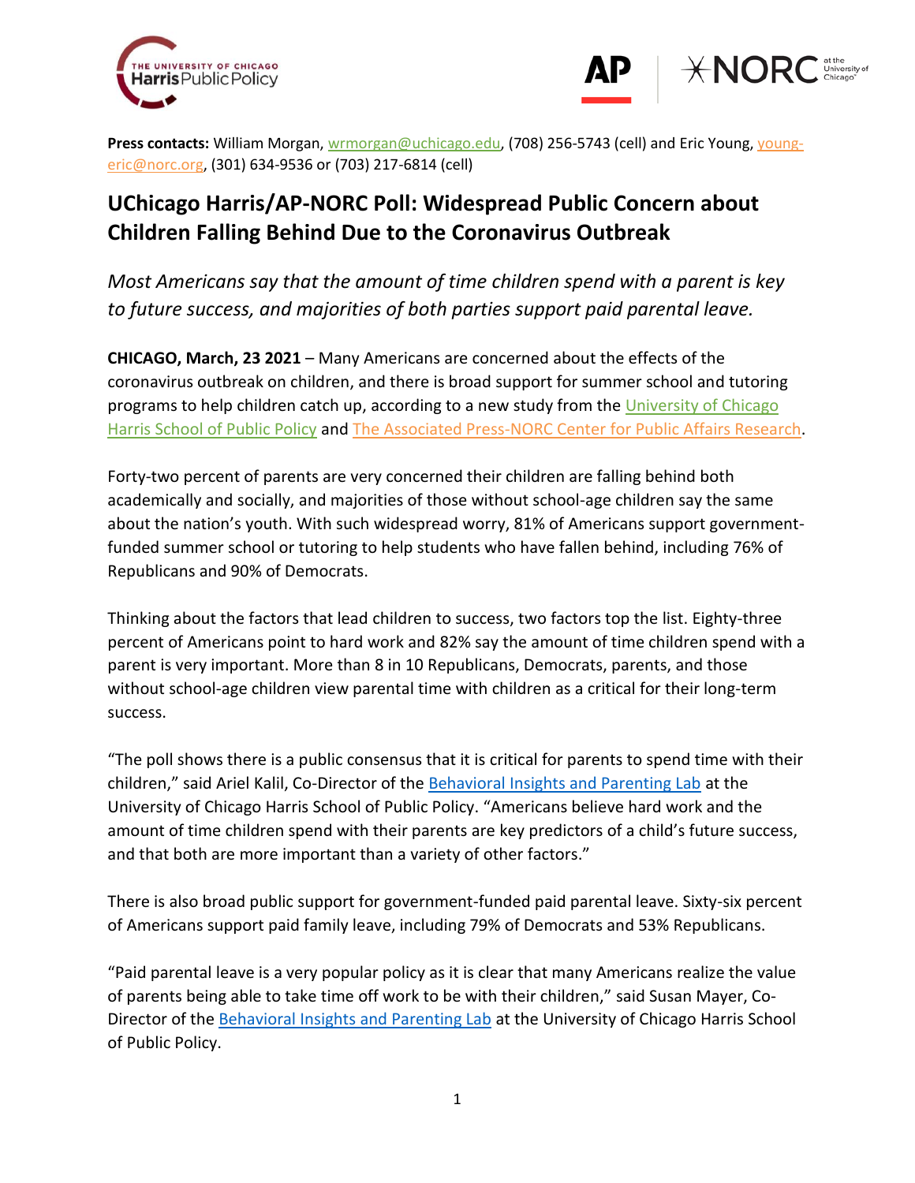**Press contacts:** William Morgan, wrmorgan@uchicago.edu, (708) 256-5743 (cell) and Eric Young, young-eric@norc.org, (301) 634-9536 or (703) 217-6814 (cell)

# UChicago Harris/AP-NORC Poll: Widespread Public Concern about Children Falling Behind Due to the Coronavirus Outbreak

*Most Americans say that the amount of time children spend with a parent is key to future success, and majorities of both parties support paid parental leave.*

**CHICAGO, March, 23 2021** – Many Americans are concerned about the effects of the coronavirus outbreak on children, and there is broad support for summer school and tutoring programs to help children catch up, according to a new study from the University of Chicago Harris School of Public Policy and The Associated Press-NORC Center for Public Affairs Research.

Forty-two percent of parents are very concerned their children are falling behind both academically and socially, and majorities of those without school-age children say the same about the nation's youth. With such widespread worry, 81% of Americans support government-funded summer school or tutoring to help students who have fallen behind, including 76% of Republicans and 90% of Democrats.

Thinking about the factors that lead children to success, two factors top the list. Eighty-three percent of Americans point to hard work and 82% say the amount of time children spend with a parent is very important. More than 8 in 10 Republicans, Democrats, parents, and those without school-age children view parental time with children as a critical for their long-term success.

"The poll shows there is a public consensus that it is critical for parents to spend time with their children," said Ariel Kalil, Co-Director of the Behavioral Insights and Parenting Lab at the University of Chicago Harris School of Public Policy. "Americans believe hard work and the amount of time children spend with their parents are key predictors of a child's future success, and that both are more important than a variety of other factors."

There is also broad public support for government-funded paid parental leave. Sixty-six percent of Americans support paid family leave, including 79% of Democrats and 53% Republicans.

"Paid parental leave is a very popular policy as it is clear that many Americans realize the value of parents being able to take time off work to be with their children," said Susan Mayer, Co-Director of the Behavioral Insights and Parenting Lab at the University of Chicago Harris School of Public Policy.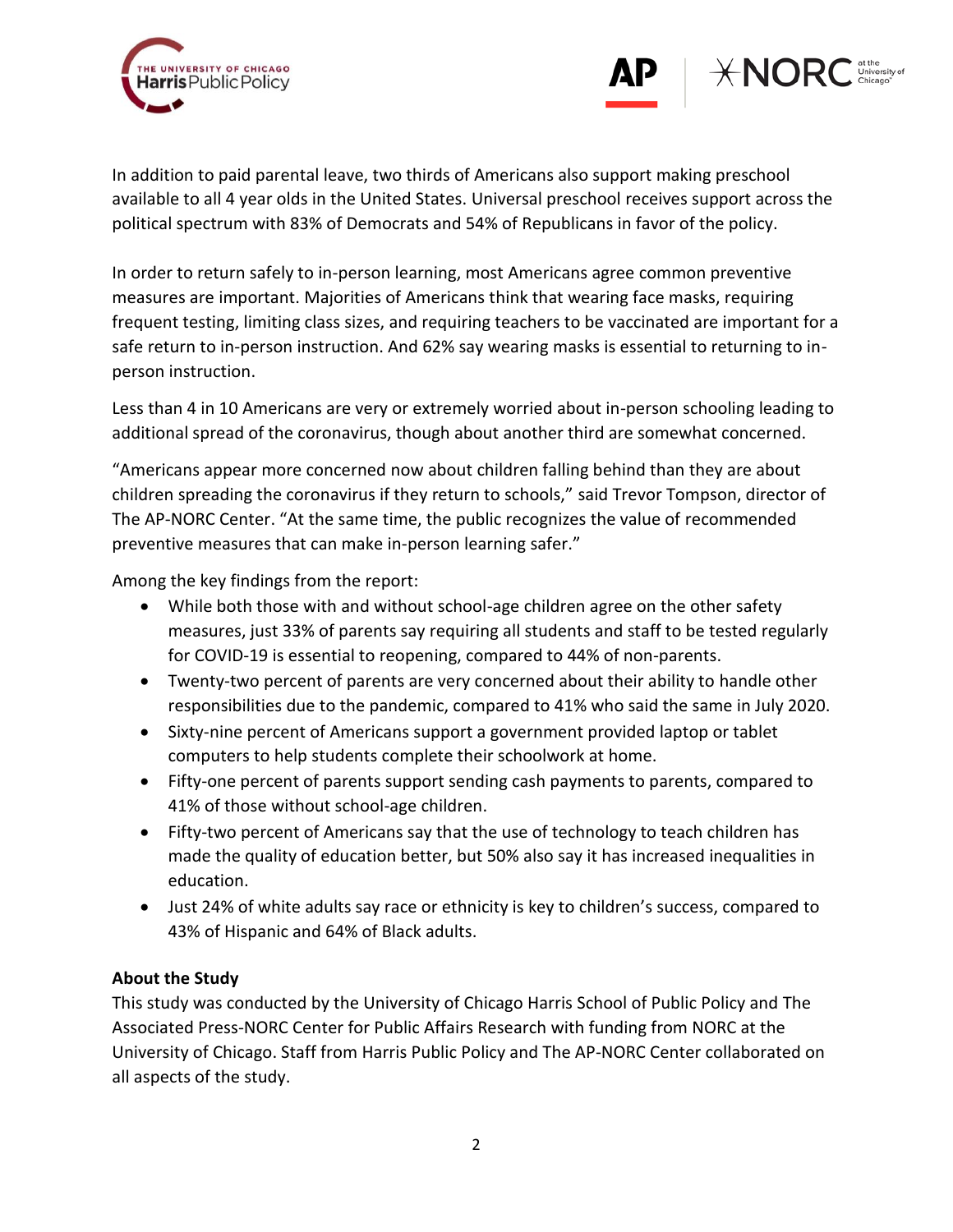In addition to paid parental leave, two thirds of Americans also support making preschool available to all 4 year olds in the United States. Universal preschool receives support across the political spectrum with 83% of Democrats and 54% of Republicans in favor of the policy.

In order to return safely to in-person learning, most Americans agree common preventive measures are important. Majorities of Americans think that wearing face masks, requiring frequent testing, limiting class sizes, and requiring teachers to be vaccinated are important for a safe return to in-person instruction. And 62% say wearing masks is essential to returning to in-person instruction.

Less than 4 in 10 Americans are very or extremely worried about in-person schooling leading to additional spread of the coronavirus, though about another third are somewhat concerned.

"Americans appear more concerned now about children falling behind than they are about children spreading the coronavirus if they return to schools," said Trevor Tompson, director of The AP-NORC Center. "At the same time, the public recognizes the value of recommended preventive measures that can make in-person learning safer."

Among the key findings from the report:

- While both those with and without school-age children agree on the other safety measures, just 33% of parents say requiring all students and staff to be tested regularly for COVID-19 is essential to reopening, compared to 44% of non-parents.
- Twenty-two percent of parents are very concerned about their ability to handle other responsibilities due to the pandemic, compared to 41% who said the same in July 2020.
- Sixty-nine percent of Americans support a government provided laptop or tablet computers to help students complete their schoolwork at home.
- Fifty-one percent of parents support sending cash payments to parents, compared to 41% of those without school-age children.
- Fifty-two percent of Americans say that the use of technology to teach children has made the quality of education better, but 50% also say it has increased inequalities in education.
- Just 24% of white adults say race or ethnicity is key to children's success, compared to 43% of Hispanic and 64% of Black adults.

**About the Study**

This study was conducted by the University of Chicago Harris School of Public Policy and The Associated Press-NORC Center for Public Affairs Research with funding from NORC at the University of Chicago. Staff from Harris Public Policy and The AP-NORC Center collaborated on all aspects of the study.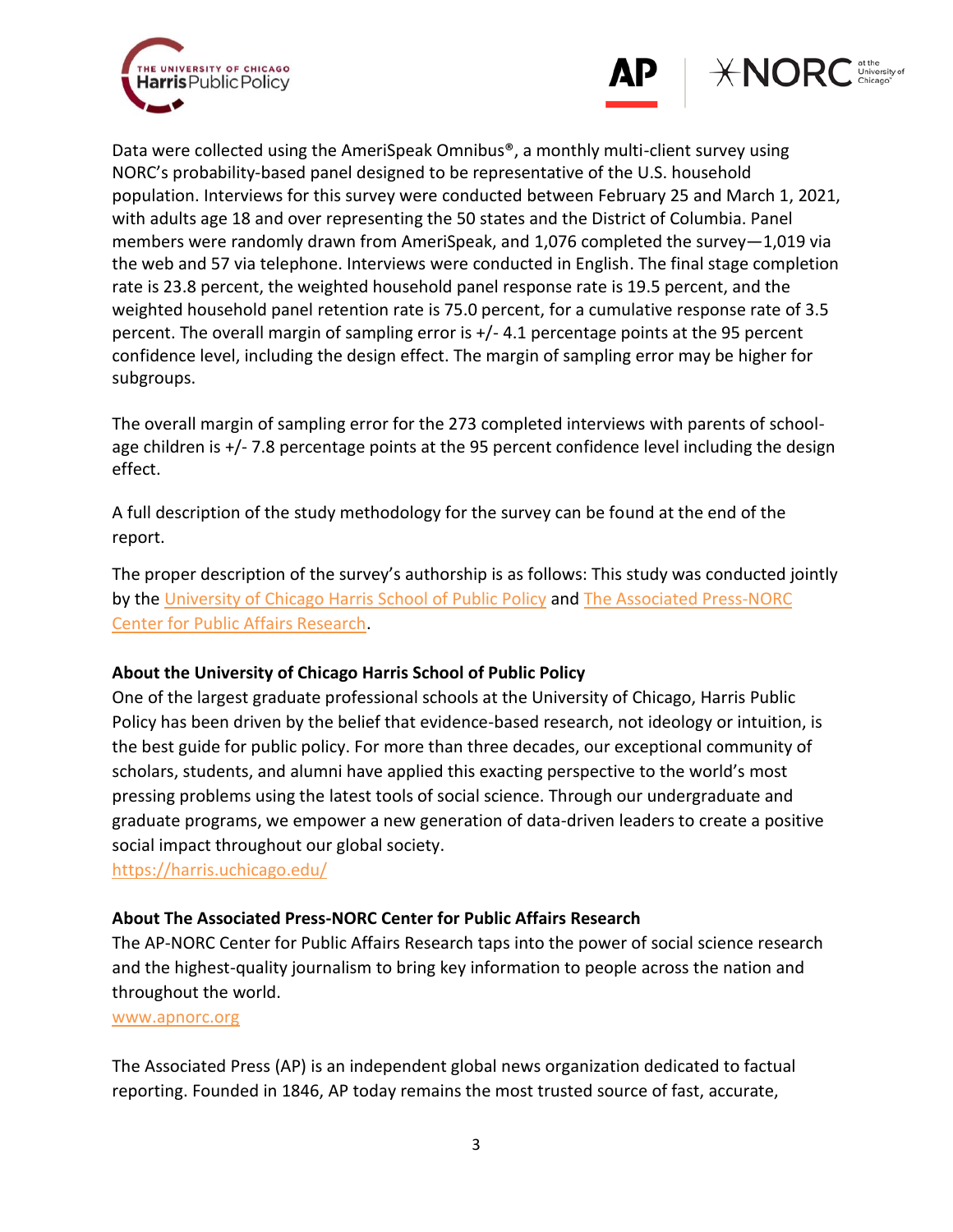Data were collected using the AmeriSpeak Omnibus®, a monthly multi-client survey using NORC's probability-based panel designed to be representative of the U.S. household population. Interviews for this survey were conducted between February 25 and March 1, 2021, with adults age 18 and over representing the 50 states and the District of Columbia. Panel members were randomly drawn from AmeriSpeak, and 1,076 completed the survey—1,019 via the web and 57 via telephone. Interviews were conducted in English. The final stage completion rate is 23.8 percent, the weighted household panel response rate is 19.5 percent, and the weighted household panel retention rate is 75.0 percent, for a cumulative response rate of 3.5 percent. The overall margin of sampling error is +/- 4.1 percentage points at the 95 percent confidence level, including the design effect. The margin of sampling error may be higher for subgroups.

The overall margin of sampling error for the 273 completed interviews with parents of school-age children is +/- 7.8 percentage points at the 95 percent confidence level including the design effect.

A full description of the study methodology for the survey can be found at the end of the report.

The proper description of the survey's authorship is as follows: This study was conducted jointly by the [University of Chicago Harris School of Public Policy](https://harris.uchicago.edu/) and [The Associated Press-NORC Center for Public Affairs Research](http://www.apnorc.org).

**About the University of Chicago Harris School of Public Policy**

One of the largest graduate professional schools at the University of Chicago, Harris Public Policy has been driven by the belief that evidence-based research, not ideology or intuition, is the best guide for public policy. For more than three decades, our exceptional community of scholars, students, and alumni have applied this exacting perspective to the world's most pressing problems using the latest tools of social science. Through our undergraduate and graduate programs, we empower a new generation of data-driven leaders to create a positive social impact throughout our global society.
https://harris.uchicago.edu/

**About The Associated Press-NORC Center for Public Affairs Research**

The AP-NORC Center for Public Affairs Research taps into the power of social science research and the highest-quality journalism to bring key information to people across the nation and throughout the world.
www.apnorc.org

The Associated Press (AP) is an independent global news organization dedicated to factual reporting. Founded in 1846, AP today remains the most trusted source of fast, accurate,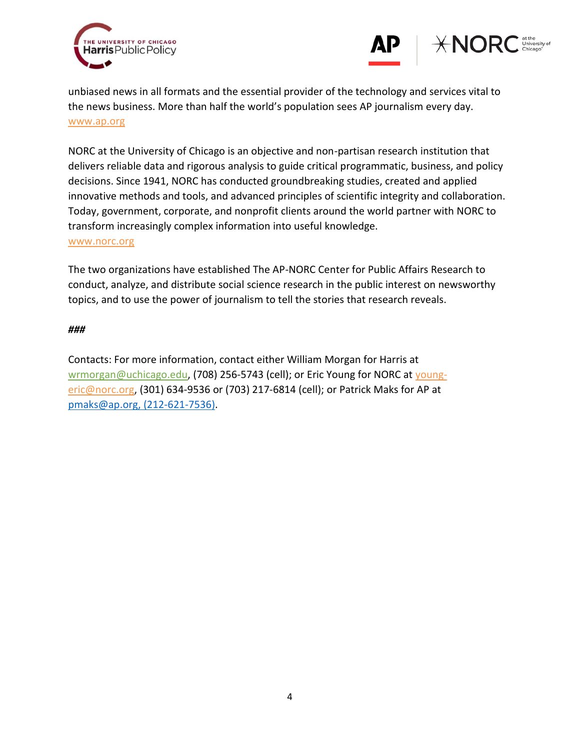unbiased news in all formats and the essential provider of the technology and services vital to the news business. More than half the world's population sees AP journalism every day. www.ap.org

NORC at the University of Chicago is an objective and non-partisan research institution that delivers reliable data and rigorous analysis to guide critical programmatic, business, and policy decisions. Since 1941, NORC has conducted groundbreaking studies, created and applied innovative methods and tools, and advanced principles of scientific integrity and collaboration. Today, government, corporate, and nonprofit clients around the world partner with NORC to transform increasingly complex information into useful knowledge. www.norc.org

The two organizations have established The AP-NORC Center for Public Affairs Research to conduct, analyze, and distribute social science research in the public interest on newsworthy topics, and to use the power of journalism to tell the stories that research reveals.

***###***

Contacts: For more information, contact either William Morgan for Harris at wrmorgan@uchicago.edu, (708) 256-5743 (cell); or Eric Young for NORC at young-eric@norc.org, (301) 634-9536 or (703) 217-6814 (cell); or Patrick Maks for AP at pmaks@ap.org, (212-621-7536).